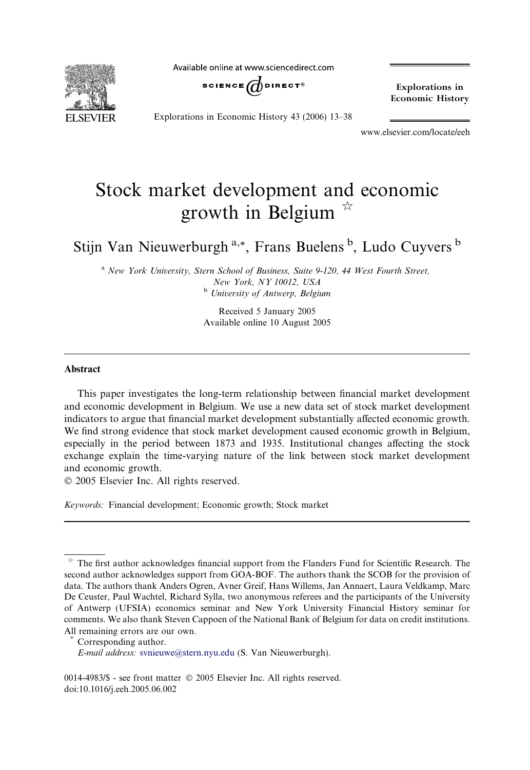# Stock market development and economic growth in Belgium ☆

Stijn Van Nieuwerburgh [a,*], Frans Buelens [b], Ludo Cuyvers [b]

[a] *New York University, Stern School of Business, Suite 9-120, 44 West Fourth Street, New York, NY 10012, USA*

[b] *University of Antwerp, Belgium*

Received 5 January 2005
Available online 10 August 2005

## Abstract

This paper investigates the long-term relationship between financial market development and economic development in Belgium. We use a new data set of stock market development indicators to argue that financial market development substantially affected economic growth. We find strong evidence that stock market development caused economic growth in Belgium, especially in the period between 1873 and 1935. Institutional changes affecting the stock exchange explain the time-varying nature of the link between stock market development and economic growth.

© 2005 Elsevier Inc. All rights reserved.

*Keywords:* Financial development; Economic growth; Stock market

---

☆ The first author acknowledges financial support from the Flanders Fund for Scientific Research. The second author acknowledges support from GOA-BOF. The authors thank the SCOB for the provision of data. The authors thank Anders Ogren, Avner Greif, Hans Willems, Jan Annaert, Laura Veldkamp, Marc De Ceuster, Paul Wachtel, Richard Sylla, two anonymous referees and the participants of the University of Antwerp (UFSIA) economics seminar and New York University Financial History seminar for comments. We also thank Steven Cappoen of the National Bank of Belgium for data on credit institutions. All remaining errors are our own.

\* Corresponding author.
*E-mail address:* svnieuwe@stern.nyu.edu (S. Van Nieuwerburgh).

0014-4983/$ - see front matter © 2005 Elsevier Inc. All rights reserved.
doi:10.1016/j.eeh.2005.06.002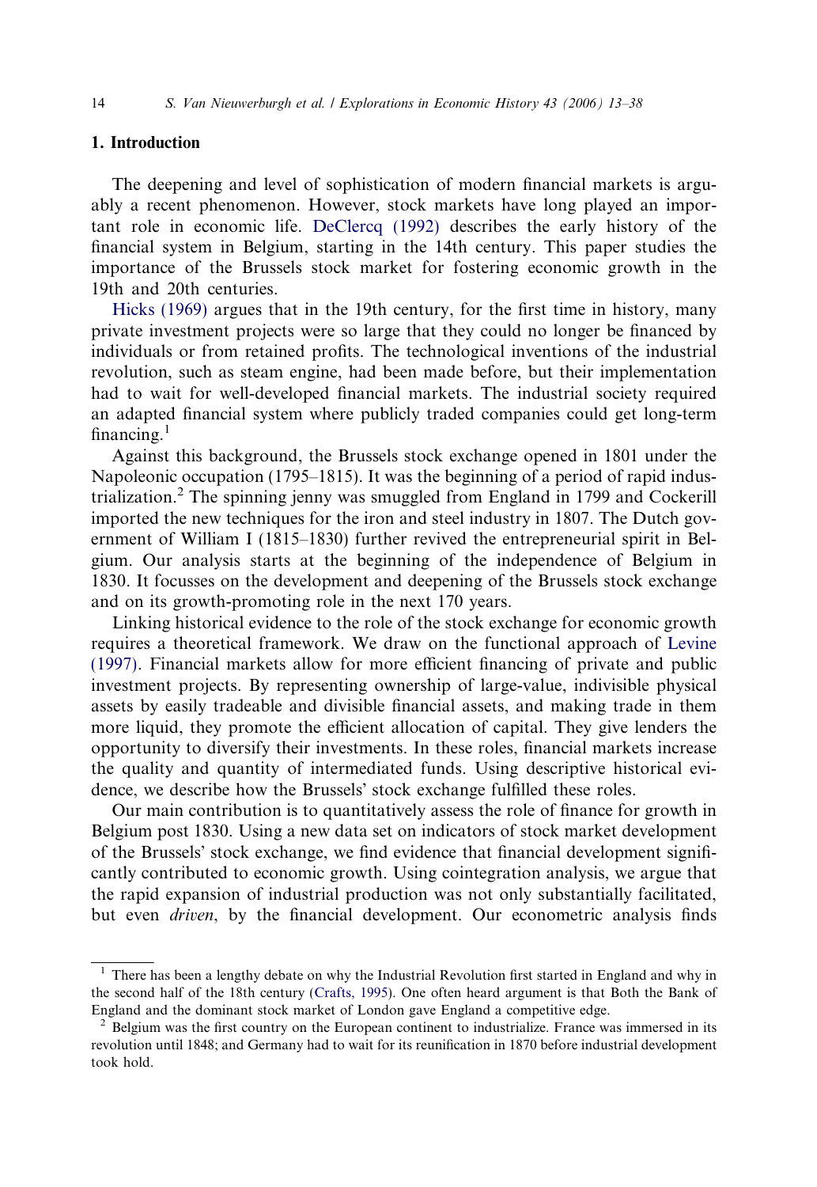## 1. Introduction

The deepening and level of sophistication of modern financial markets is arguably a recent phenomenon. However, stock markets have long played an important role in economic life. DeClercq (1992) describes the early history of the financial system in Belgium, starting in the 14th century. This paper studies the importance of the Brussels stock market for fostering economic growth in the 19th and 20th centuries.

Hicks (1969) argues that in the 19th century, for the first time in history, many private investment projects were so large that they could no longer be financed by individuals or from retained profits. The technological inventions of the industrial revolution, such as steam engine, had been made before, but their implementation had to wait for well-developed financial markets. The industrial society required an adapted financial system where publicly traded companies could get long-term financing.[1]

Against this background, the Brussels stock exchange opened in 1801 under the Napoleonic occupation (1795–1815). It was the beginning of a period of rapid industrialization.[2] The spinning jenny was smuggled from England in 1799 and Cockerill imported the new techniques for the iron and steel industry in 1807. The Dutch government of William I (1815–1830) further revived the entrepreneurial spirit in Belgium. Our analysis starts at the beginning of the independence of Belgium in 1830. It focusses on the development and deepening of the Brussels stock exchange and on its growth-promoting role in the next 170 years.

Linking historical evidence to the role of the stock exchange for economic growth requires a theoretical framework. We draw on the functional approach of Levine (1997). Financial markets allow for more efficient financing of private and public investment projects. By representing ownership of large-value, indivisible physical assets by easily tradeable and divisible financial assets, and making trade in them more liquid, they promote the efficient allocation of capital. They give lenders the opportunity to diversify their investments. In these roles, financial markets increase the quality and quantity of intermediated funds. Using descriptive historical evidence, we describe how the Brussels' stock exchange fulfilled these roles.

Our main contribution is to quantitatively assess the role of finance for growth in Belgium post 1830. Using a new data set on indicators of stock market development of the Brussels' stock exchange, we find evidence that financial development significantly contributed to economic growth. Using cointegration analysis, we argue that the rapid expansion of industrial production was not only substantially facilitated, but even *driven*, by the financial development. Our econometric analysis finds

[1] There has been a lengthy debate on why the Industrial Revolution first started in England and why in the second half of the 18th century (Crafts, 1995). One often heard argument is that Both the Bank of England and the dominant stock market of London gave England a competitive edge.

[2] Belgium was the first country on the European continent to industrialize. France was immersed in its revolution until 1848; and Germany had to wait for its reunification in 1870 before industrial development took hold.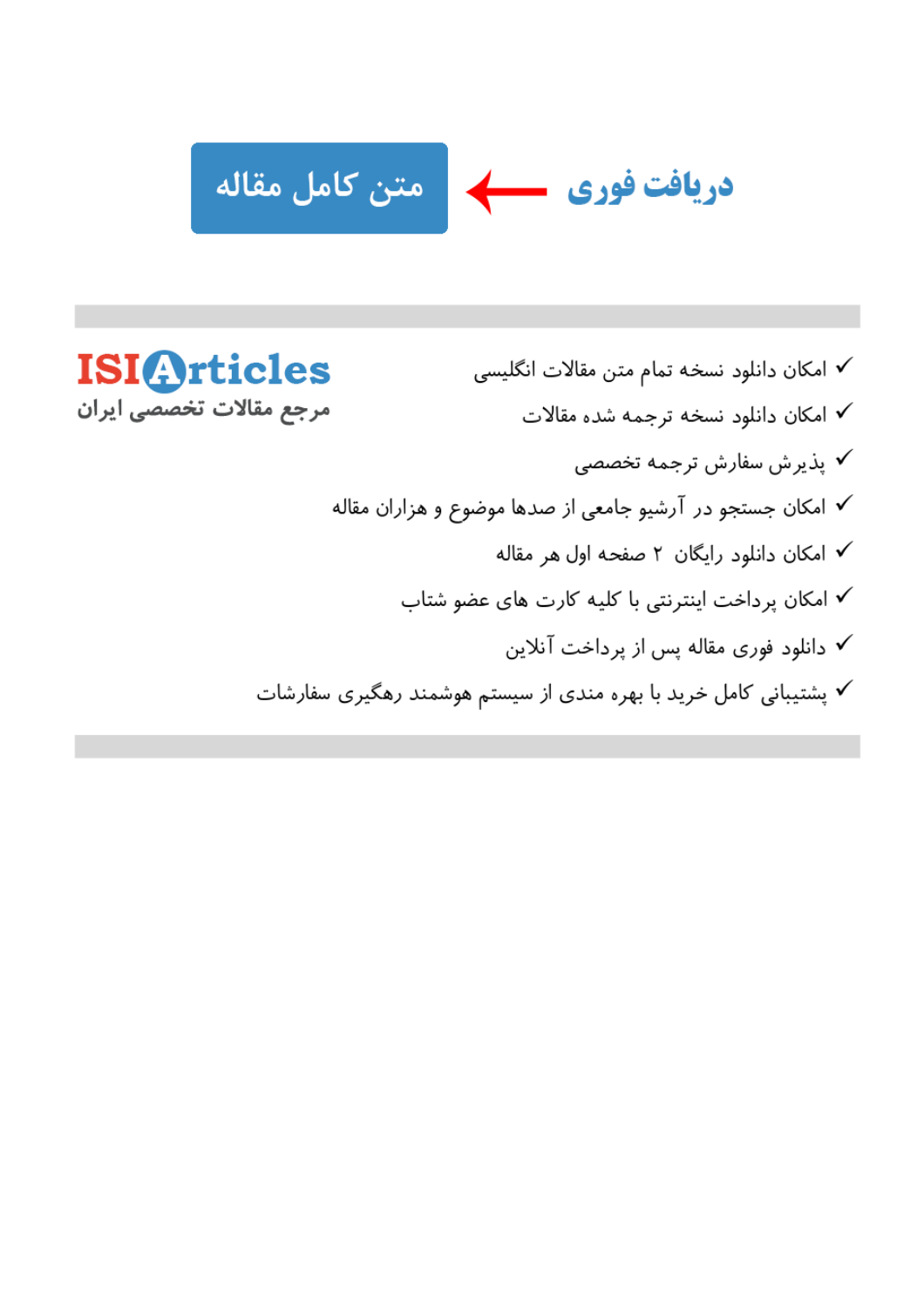دریافت فوری ← **متن کامل مقاله**

**ISIArticles**
مرجع مقالات تخصصی ایران

- ✓ امکان دانلود نسخه تمام متن مقالات انگلیسی
- ✓ امکان دانلود نسخه ترجمه شده مقالات
- ✓ پذیرش سفارش ترجمه تخصصی
- ✓ امکان جستجو در آرشیو جامعی از صدها موضوع و هزاران مقاله
- ✓ امکان دانلود رایگان ۲ صفحه اول هر مقاله
- ✓ امکان پرداخت اینترنتی با کلیه کارت های عضو شتاب
- ✓ دانلود فوری مقاله پس از پرداخت آنلاین
- ✓ پشتیبانی کامل خرید با بهره مندی از سیستم هوشمند رهگیری سفارشات